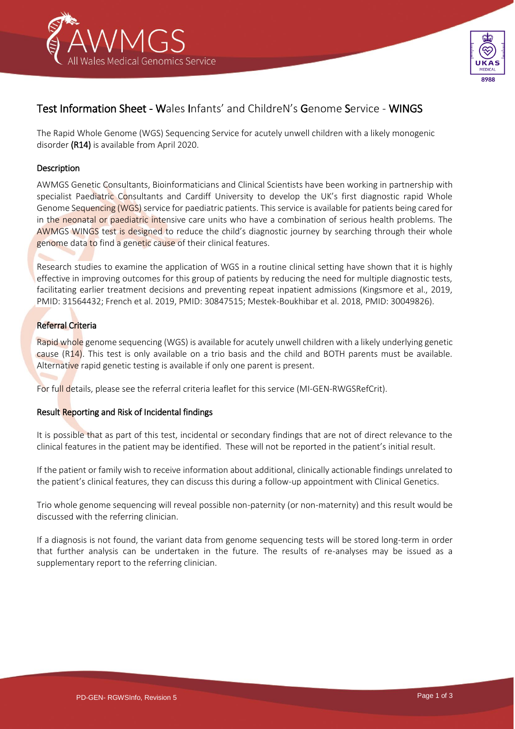# Test Information Sheet - Wales Infants' and ChildreN's Genome Service - WINGS

The Rapid Whole Genome (WGS) Sequencing Service for acutely unwell children with a likely monogenic disorder **(R14)** is available from April 2020.

## Description

AWMGS Genetic Consultants, Bioinformaticians and Clinical Scientists have been working in partnership with specialist Paediatric Consultants and Cardiff University to develop the UK's first diagnostic rapid Whole Genome Sequencing (WGS) service for paediatric patients. This service is available for patients being cared for in the neonatal or paediatric intensive care units who have a combination of serious health problems. The AWMGS WINGS test is designed to reduce the child's diagnostic journey by searching through their whole genome data to find a genetic cause of their clinical features.

Research studies to examine the application of WGS in a routine clinical setting have shown that it is highly effective in improving outcomes for this group of patients by reducing the need for multiple diagnostic tests, facilitating earlier treatment decisions and preventing repeat inpatient admissions (Kingsmore et al., 2019, PMID: 31564432; French et al. 2019, PMID: 30847515; Mestek-Boukhibar et al. 2018, PMID: 30049826).

## Referral Criteria

Rapid whole genome sequencing (WGS) is available for acutely unwell children with a likely underlying genetic cause (R14). This test is only available on a trio basis and the child and BOTH parents must be available. Alternative rapid genetic testing is available if only one parent is present.

For full details, please see the referral criteria leaflet for this service (MI-GEN-RWGSRefCrit).

## Result Reporting and Risk of Incidental findings

It is possible that as part of this test, incidental or secondary findings that are not of direct relevance to the clinical features in the patient may be identified. These will not be reported in the patient's initial result.

If the patient or family wish to receive information about additional, clinically actionable findings unrelated to the patient's clinical features, they can discuss this during a follow-up appointment with Clinical Genetics.

Trio whole genome sequencing will reveal possible non-paternity (or non-maternity) and this result would be discussed with the referring clinician.

If a diagnosis is not found, the variant data from genome sequencing tests will be stored long-term in order that further analysis can be undertaken in the future. The results of re-analyses may be issued as a supplementary report to the referring clinician.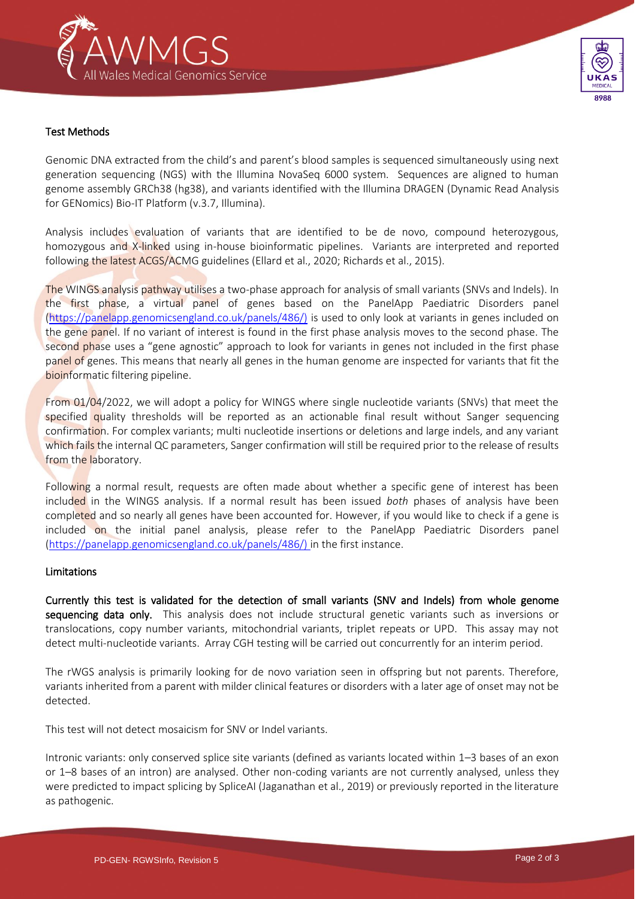## Test Methods

Genomic DNA extracted from the child's and parent's blood samples is sequenced simultaneously using next generation sequencing (NGS) with the Illumina NovaSeq 6000 system. Sequences are aligned to human genome assembly GRCh38 (hg38), and variants identified with the Illumina DRAGEN (Dynamic Read Analysis for GENomics) Bio-IT Platform (v.3.7, Illumina).

Analysis includes evaluation of variants that are identified to be de novo, compound heterozygous, homozygous and X-linked using in-house bioinformatic pipelines. Variants are interpreted and reported following the latest ACGS/ACMG guidelines (Ellard et al., 2020; Richards et al., 2015).

The WINGS analysis pathway utilises a two-phase approach for analysis of small variants (SNVs and Indels). In the first phase, a virtual panel of genes based on the PanelApp Paediatric Disorders panel (https://panelapp.genomicsengland.co.uk/panels/486/) is used to only look at variants in genes included on the gene panel. If no variant of interest is found in the first phase analysis moves to the second phase. The second phase uses a "gene agnostic" approach to look for variants in genes not included in the first phase panel of genes. This means that nearly all genes in the human genome are inspected for variants that fit the bioinformatic filtering pipeline.

From 01/04/2022, we will adopt a policy for WINGS where single nucleotide variants (SNVs) that meet the specified quality thresholds will be reported as an actionable final result without Sanger sequencing confirmation. For complex variants; multi nucleotide insertions or deletions and large indels, and any variant which fails the internal QC parameters, Sanger confirmation will still be required prior to the release of results from the laboratory.

Following a normal result, requests are often made about whether a specific gene of interest has been included in the WINGS analysis. If a normal result has been issued *both* phases of analysis have been completed and so nearly all genes have been accounted for. However, if you would like to check if a gene is included on the initial panel analysis, please refer to the PanelApp Paediatric Disorders panel (https://panelapp.genomicsengland.co.uk/panels/486/) in the first instance.

## Limitations

**Currently this test is validated for the detection of small variants (SNV and Indels) from whole genome sequencing data only.** This analysis does not include structural genetic variants such as inversions or translocations, copy number variants, mitochondrial variants, triplet repeats or UPD. This assay may not detect multi-nucleotide variants. Array CGH testing will be carried out concurrently for an interim period.

The rWGS analysis is primarily looking for de novo variation seen in offspring but not parents. Therefore, variants inherited from a parent with milder clinical features or disorders with a later age of onset may not be detected.

This test will not detect mosaicism for SNV or Indel variants.

Intronic variants: only conserved splice site variants (defined as variants located within 1–3 bases of an exon or 1–8 bases of an intron) are analysed. Other non-coding variants are not currently analysed, unless they were predicted to impact splicing by SpliceAI (Jaganathan et al., 2019) or previously reported in the literature as pathogenic.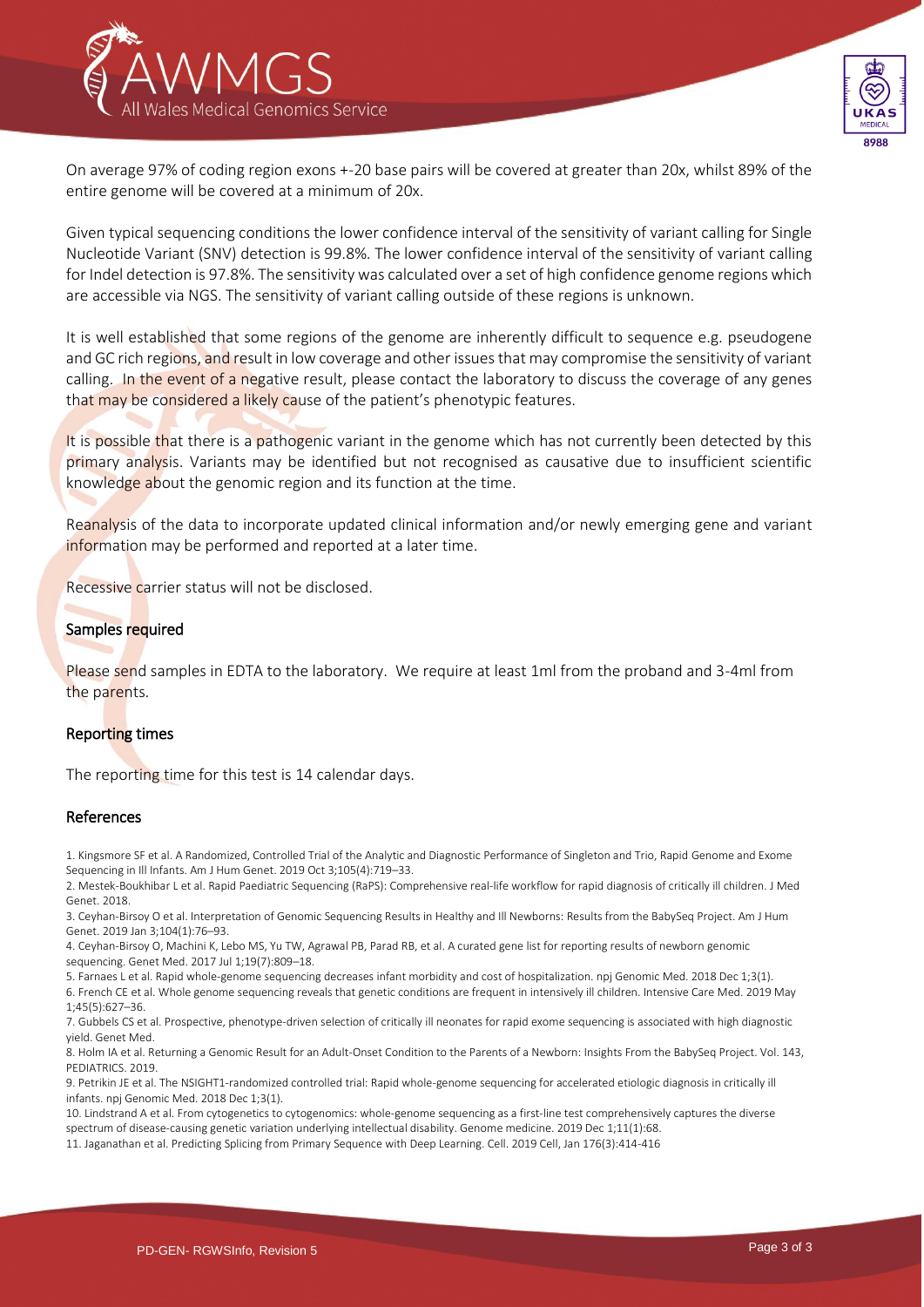On average 97% of coding region exons +-20 base pairs will be covered at greater than 20x, whilst 89% of the entire genome will be covered at a minimum of 20x.

Given typical sequencing conditions the lower confidence interval of the sensitivity of variant calling for Single Nucleotide Variant (SNV) detection is 99.8%. The lower confidence interval of the sensitivity of variant calling for Indel detection is 97.8%. The sensitivity was calculated over a set of high confidence genome regions which are accessible via NGS. The sensitivity of variant calling outside of these regions is unknown.

It is well established that some regions of the genome are inherently difficult to sequence e.g. pseudogene and GC rich regions, and result in low coverage and other issues that may compromise the sensitivity of variant calling. In the event of a negative result, please contact the laboratory to discuss the coverage of any genes that may be considered a likely cause of the patient's phenotypic features.

It is possible that there is a pathogenic variant in the genome which has not currently been detected by this primary analysis. Variants may be identified but not recognised as causative due to insufficient scientific knowledge about the genomic region and its function at the time.

Reanalysis of the data to incorporate updated clinical information and/or newly emerging gene and variant information may be performed and reported at a later time.

Recessive carrier status will not be disclosed.

## Samples required

Please send samples in EDTA to the laboratory. We require at least 1ml from the proband and 3-4ml from the parents.

## Reporting times

The reporting time for this test is 14 calendar days.

## References

1. Kingsmore SF et al. A Randomized, Controlled Trial of the Analytic and Diagnostic Performance of Singleton and Trio, Rapid Genome and Exome Sequencing in Ill Infants. Am J Hum Genet. 2019 Oct 3;105(4):719–33.
2. Mestek-Boukhibar L et al. Rapid Paediatric Sequencing (RaPS): Comprehensive real-life workflow for rapid diagnosis of critically ill children. J Med Genet. 2018.
3. Ceyhan-Birsoy O et al. Interpretation of Genomic Sequencing Results in Healthy and Ill Newborns: Results from the BabySeq Project. Am J Hum Genet. 2019 Jan 3;104(1):76–93.
4. Ceyhan-Birsoy O, Machini K, Lebo MS, Yu TW, Agrawal PB, Parad RB, et al. A curated gene list for reporting results of newborn genomic sequencing. Genet Med. 2017 Jul 1;19(7):809–18.
5. Farnaes L et al. Rapid whole-genome sequencing decreases infant morbidity and cost of hospitalization. npj Genomic Med. 2018 Dec 1;3(1).
6. French CE et al. Whole genome sequencing reveals that genetic conditions are frequent in intensively ill children. Intensive Care Med. 2019 May 1;45(5):627–36.
7. Gubbels CS et al. Prospective, phenotype-driven selection of critically ill neonates for rapid exome sequencing is associated with high diagnostic yield. Genet Med.
8. Holm IA et al. Returning a Genomic Result for an Adult-Onset Condition to the Parents of a Newborn: Insights From the BabySeq Project. Vol. 143, PEDIATRICS. 2019.
9. Petrikin JE et al. The NSIGHT1-randomized controlled trial: Rapid whole-genome sequencing for accelerated etiologic diagnosis in critically ill infants. npj Genomic Med. 2018 Dec 1;3(1).
10. Lindstrand A et al. From cytogenetics to cytogenomics: whole-genome sequencing as a first-line test comprehensively captures the diverse spectrum of disease-causing genetic variation underlying intellectual disability. Genome medicine. 2019 Dec 1;11(1):68.
11. Jaganathan et al. Predicting Splicing from Primary Sequence with Deep Learning. Cell. 2019 Cell, Jan 176(3):414-416

PD-GEN- RGWSInfo, Revision 5